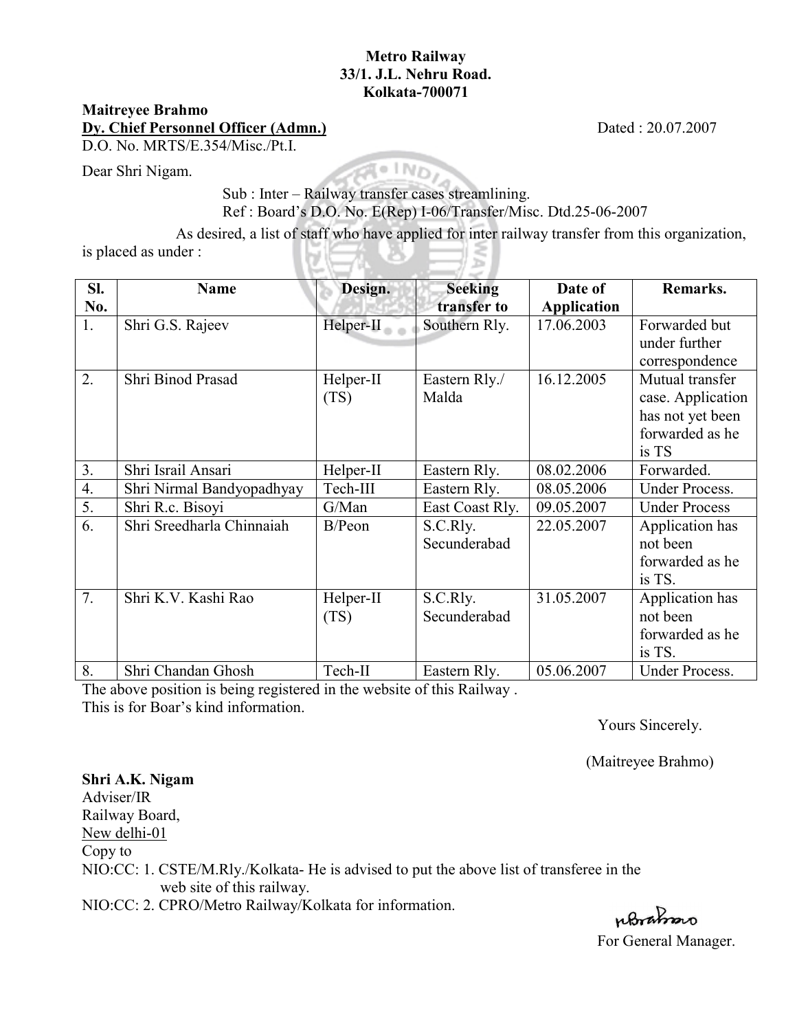**Metro Railway**
**33/1. J.L. Nehru Road.**
**Kolkata-700071**

**Maitreyee Brahmo**
**Dy. Chief Personnel Officer (Admn.)** Dated : 20.07.2007
D.O. No. MRTS/E.354/Misc./Pt.I.

Dear Shri Nigam.

Sub : Inter – Railway transfer cases streamlining.
Ref : Board's D.O. No. E(Rep) I-06/Transfer/Misc. Dtd.25-06-2007

As desired, a list of staff who have applied for inter railway transfer from this organization, is placed as under :

| Sl. No. | Name | Design. | Seeking transfer to | Date of Application | Remarks. |
|---|---|---|---|---|---|
| 1. | Shri G.S. Rajeev | Helper-II | Southern Rly. | 17.06.2003 | Forwarded but under further correspondence |
| 2. | Shri Binod Prasad | Helper-II (TS) | Eastern Rly./ Malda | 16.12.2005 | Mutual transfer case. Application has not yet been forwarded as he is TS |
| 3. | Shri Israil Ansari | Helper-II | Eastern Rly. | 08.02.2006 | Forwarded. |
| 4. | Shri Nirmal Bandyopadhyay | Tech-III | Eastern Rly. | 08.05.2006 | Under Process. |
| 5. | Shri R.c. Bisoyi | G/Man | East Coast Rly. | 09.05.2007 | Under Process |
| 6. | Shri Sreedharla Chinnaiah | B/Peon | S.C.Rly. Secunderabad | 22.05.2007 | Application has not been forwarded as he is TS. |
| 7. | Shri K.V. Kashi Rao | Helper-II (TS) | S.C.Rly. Secunderabad | 31.05.2007 | Application has not been forwarded as he is TS. |
| 8. | Shri Chandan Ghosh | Tech-II | Eastern Rly. | 05.06.2007 | Under Process. |

The above position is being registered in the website of this Railway .
This is for Boar's kind information.

Yours Sincerely.

(Maitreyee Brahmo)

**Shri A.K. Nigam**
Adviser/IR
Railway Board,
New delhi-01

Copy to
NIO:CC: 1. CSTE/M.Rly./Kolkata- He is advised to put the above list of transferee in the web site of this railway.
NIO:CC: 2. CPRO/Metro Railway/Kolkata for information.

For General Manager.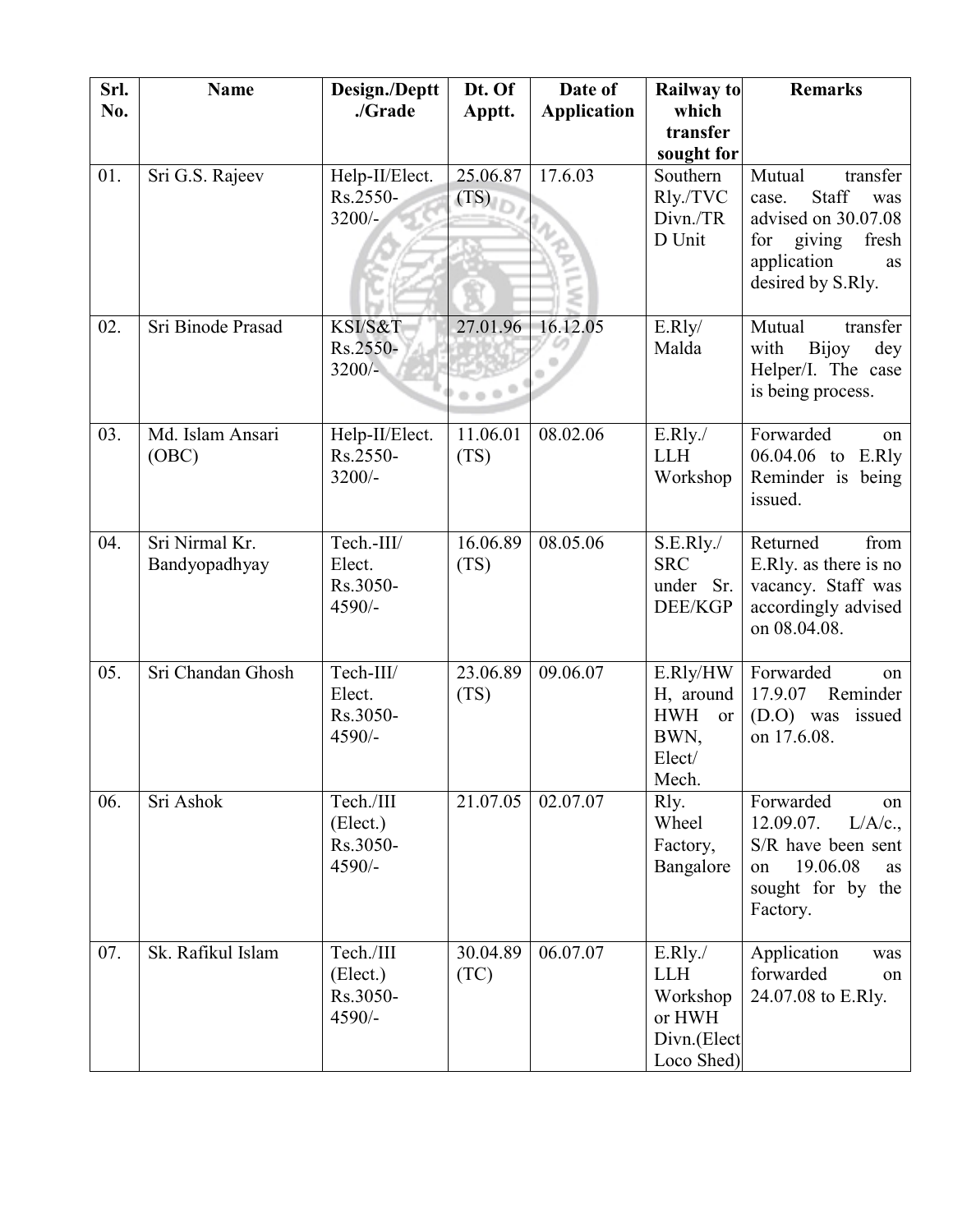| Srl. No. | Name | Design./Deptt./Grade | Dt. Of Apptt. | Date of Application | Railway to which transfer sought for | Remarks |
|---|---|---|---|---|---|---|
| 01. | Sri G.S. Rajeev | Help-II/Elect. Rs.2550-3200/- | 25.06.87 (TS) | 17.6.03 | Southern Rly./TVC Divn./TRD Unit | Mutual transfer case. Staff was advised on 30.07.08 for giving fresh application as desired by S.Rly. |
| 02. | Sri Binode Prasad | KSI/S&T Rs.2550-3200/- | 27.01.96 | 16.12.05 | E.Rly/ Malda | Mutual transfer with Bijoy dey Helper/I. The case is being process. |
| 03. | Md. Islam Ansari (OBC) | Help-II/Elect. Rs.2550-3200/- | 11.06.01 (TS) | 08.02.06 | E.Rly./ LLH Workshop | Forwarded on 06.04.06 to E.Rly Reminder is being issued. |
| 04. | Sri Nirmal Kr. Bandyopadhyay | Tech.-III/ Elect. Rs.3050-4590/- | 16.06.89 (TS) | 08.05.06 | S.E.Rly./ SRC under Sr. DEE/KGP | Returned from E.Rly. as there is no vacancy. Staff was accordingly advised on 08.04.08. |
| 05. | Sri Chandan Ghosh | Tech-III/ Elect. Rs.3050-4590/- | 23.06.89 (TS) | 09.06.07 | E.Rly/HWH, around HWH or BWN, Elect/ Mech. | Forwarded on 17.9.07 Reminder (D.O) was issued on 17.6.08. |
| 06. | Sri Ashok | Tech./III (Elect.) Rs.3050-4590/- | 21.07.05 | 02.07.07 | Rly. Wheel Factory, Bangalore | Forwarded on 12.09.07. L/A/c., S/R have been sent on 19.06.08 as sought for by the Factory. |
| 07. | Sk. Rafikul Islam | Tech./III (Elect.) Rs.3050-4590/- | 30.04.89 (TC) | 06.07.07 | E.Rly./ LLH Workshop or HWH Divn.(Elect Loco Shed) | Application was forwarded on 24.07.08 to E.Rly. |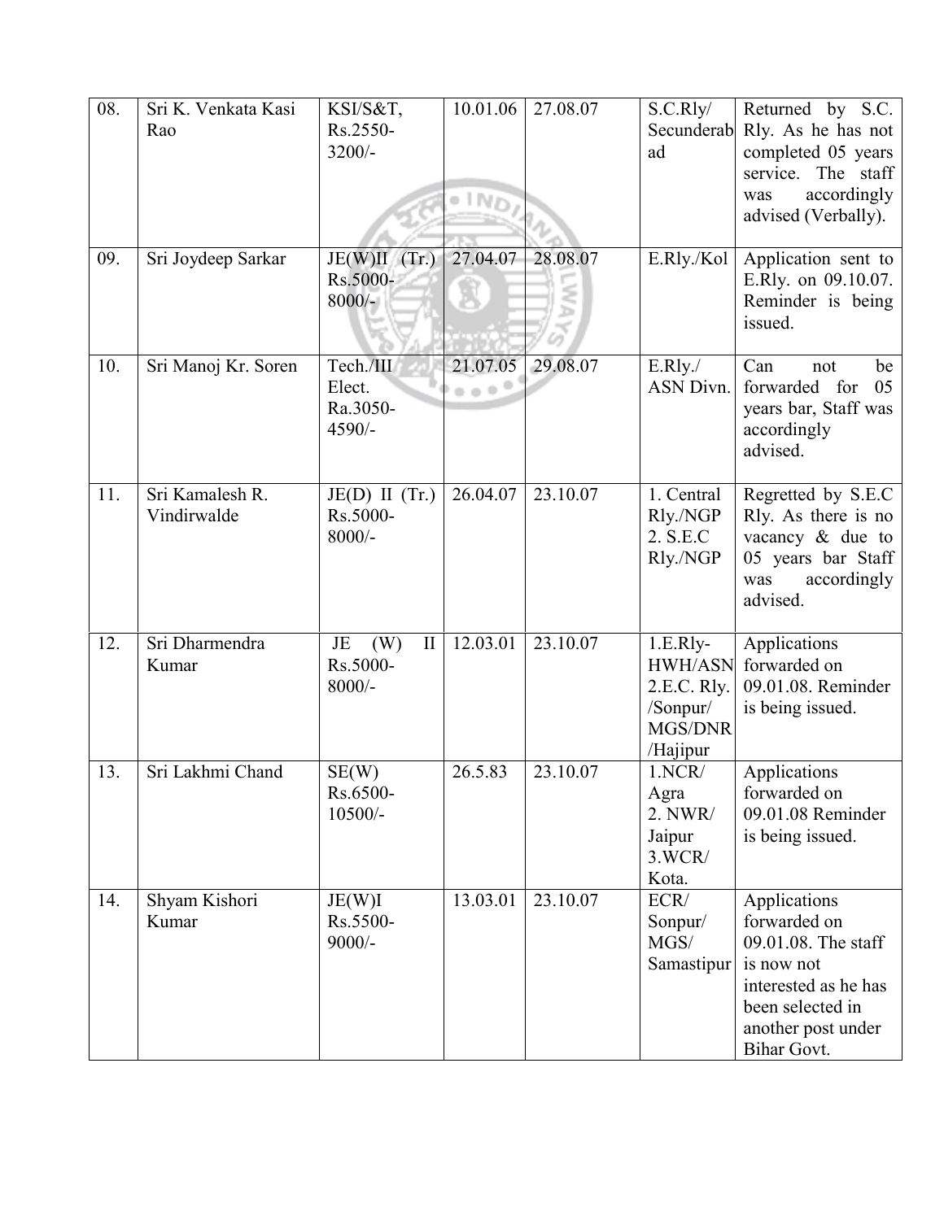| 08. | Sri K. Venkata Kasi Rao | KSI/S&T, Rs.2550-3200/- | 10.01.06 | 27.08.07 | S.C.Rly/ Secunderabad | Returned by S.C. Rly. As he has not completed 05 years service. The staff was accordingly advised (Verbally). |
|---|---|---|---|---|---|---|
| 09. | Sri Joydeep Sarkar | JE(W)II (Tr.) Rs.5000-8000/- | 27.04.07 | 28.08.07 | E.Rly./Kol | Application sent to E.Rly. on 09.10.07. Reminder is being issued. |
| 10. | Sri Manoj Kr. Soren | Tech./III Elect. Ra.3050-4590/- | 21.07.05 | 29.08.07 | E.Rly./ ASN Divn. | Can not be forwarded for 05 years bar, Staff was accordingly advised. |
| 11. | Sri Kamalesh R. Vindirwalde | JE(D) II (Tr.) Rs.5000-8000/- | 26.04.07 | 23.10.07 | 1. Central Rly./NGP 2. S.E.C Rly./NGP | Regretted by S.E.C Rly. As there is no vacancy & due to 05 years bar Staff was accordingly advised. |
| 12. | Sri Dharmendra Kumar | JE (W) II Rs.5000-8000/- | 12.03.01 | 23.10.07 | 1.E.Rly-HWH/ASN 2.E.C. Rly. /Sonpur/ MGS/DNR /Hajipur | Applications forwarded on 09.01.08. Reminder is being issued. |
| 13. | Sri Lakhmi Chand | SE(W) Rs.6500-10500/- | 26.5.83 | 23.10.07 | 1.NCR/ Agra 2. NWR/ Jaipur 3.WCR/ Kota. | Applications forwarded on 09.01.08 Reminder is being issued. |
| 14. | Shyam Kishori Kumar | JE(W)I Rs.5500-9000/- | 13.03.01 | 23.10.07 | ECR/ Sonpur/ MGS/ Samastipur | Applications forwarded on 09.01.08. The staff is now not interested as he has been selected in another post under Bihar Govt. |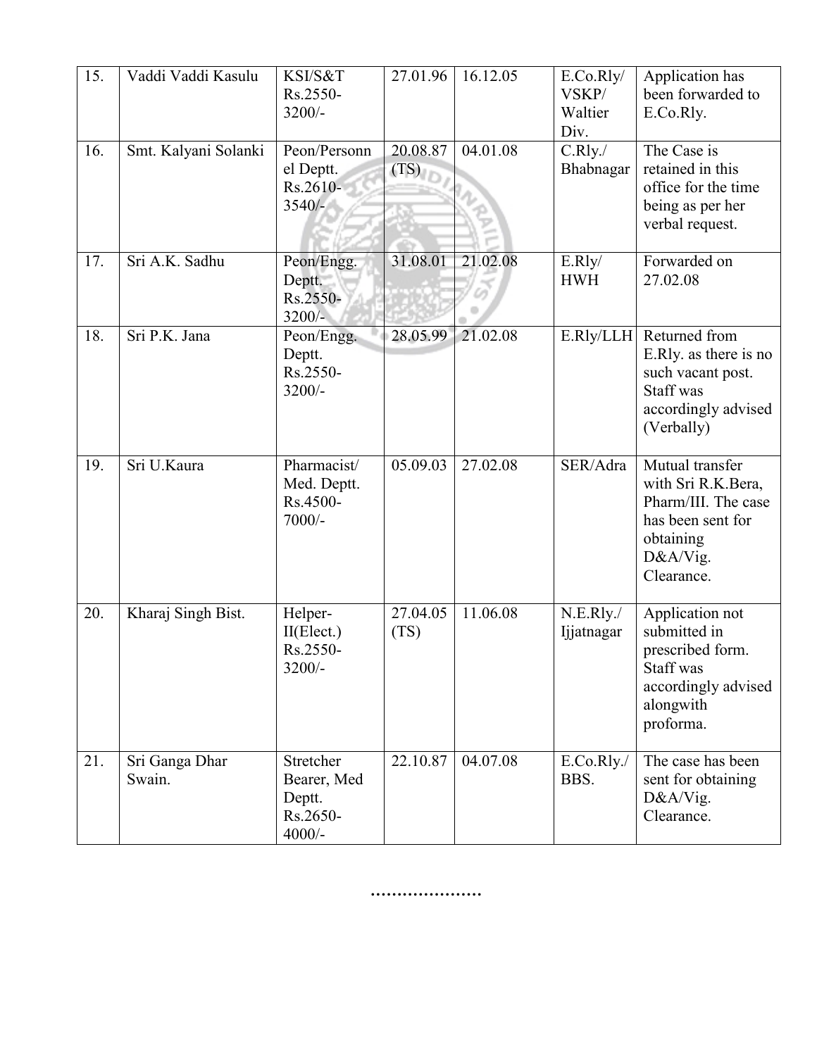| 15. | Vaddi Vaddi Kasulu | KSI/S&T Rs.2550-3200/- | 27.01.96 | 16.12.05 | E.Co.Rly/ VSKP/ Waltier Div. | Application has been forwarded to E.Co.Rly. |
|---|---|---|---|---|---|---|
| 16. | Smt. Kalyani Solanki | Peon/Personnel Deptt. Rs.2610-3540/- | 20.08.87 (TS) | 04.01.08 | C.Rly./ Bhabnagar | The Case is retained in this office for the time being as per her verbal request. |
| 17. | Sri A.K. Sadhu | Peon/Engg. Deptt. Rs.2550-3200/- | 31.08.01 | 21.02.08 | E.Rly/ HWH | Forwarded on 27.02.08 |
| 18. | Sri P.K. Jana | Peon/Engg. Deptt. Rs.2550-3200/- | 28.05.99 | 21.02.08 | E.Rly/LLH | Returned from E.Rly. as there is no such vacant post. Staff was accordingly advised (Verbally) |
| 19. | Sri U.Kaura | Pharmacist/ Med. Deptt. Rs.4500-7000/- | 05.09.03 | 27.02.08 | SER/Adra | Mutual transfer with Sri R.K.Bera, Pharm/III. The case has been sent for obtaining D&A/Vig. Clearance. |
| 20. | Kharaj Singh Bist. | Helper-II(Elect.) Rs.2550-3200/- | 27.04.05 (TS) | 11.06.08 | N.E.Rly./ Ijjatnagar | Application not submitted in prescribed form. Staff was accordingly advised alongwith proforma. |
| 21. | Sri Ganga Dhar Swain. | Stretcher Bearer, Med Deptt. Rs.2650-4000/- | 22.10.87 | 04.07.08 | E.Co.Rly./ BBS. | The case has been sent for obtaining D&A/Vig. Clearance. |

…………………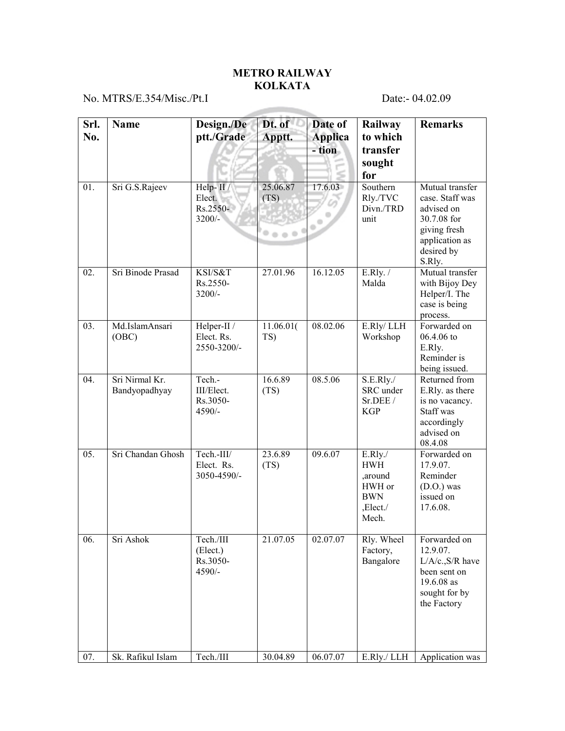**METRO RAILWAY**
**KOLKATA**

No. MTRS/E.354/Misc./Pt.I Date:- 04.02.09

| Srl. No. | Name | Design./Deptt./Grade | Dt. of Apptt. | Date of Application | Railway to which transfer sought for | Remarks |
|---|---|---|---|---|---|---|
| 01. | Sri G.S.Rajeev | Help- II / Elect. Rs.2550-3200/- | 25.06.87 (TS) | 17.6.03 | Southern Rly./TVC Divn./TRD unit | Mutual transfer case. Staff was advised on 30.7.08 for giving fresh application as desired by S.Rly. |
| 02. | Sri Binode Prasad | KSI/S&T Rs.2550-3200/- | 27.01.96 | 16.12.05 | E.Rly. / Malda | Mutual transfer with Bijoy Dey Helper/I. The case is being process. |
| 03. | Md.IslamAnsari (OBC) | Helper-II / Elect. Rs. 2550-3200/- | 11.06.01(TS) | 08.02.06 | E.Rly/ LLH Workshop | Forwarded on 06.4.06 to E.Rly. Reminder is being issued. |
| 04. | Sri Nirmal Kr. Bandyopadhyay | Tech.-III/Elect. Rs.3050-4590/- | 16.6.89 (TS) | 08.5.06 | S.E.Rly./ SRC under Sr.DEE / KGP | Returned from E.Rly. as there is no vacancy. Staff was accordingly advised on 08.4.08 |
| 05. | Sri Chandan Ghosh | Tech.-III/ Elect. Rs. 3050-4590/- | 23.6.89 (TS) | 09.6.07 | E.Rly./ HWH ,around HWH or BWN ,Elect./ Mech. | Forwarded on 17.9.07. Reminder (D.O.) was issued on 17.6.08. |
| 06. | Sri Ashok | Tech./III (Elect.) Rs.3050-4590/- | 21.07.05 | 02.07.07 | Rly. Wheel Factory, Bangalore | Forwarded on 12.9.07. L/A/c.,S/R have been sent on 19.6.08 as sought for by the Factory |
| 07. | Sk. Rafikul Islam | Tech./III | 30.04.89 | 06.07.07 | E.Rly./ LLH | Application was |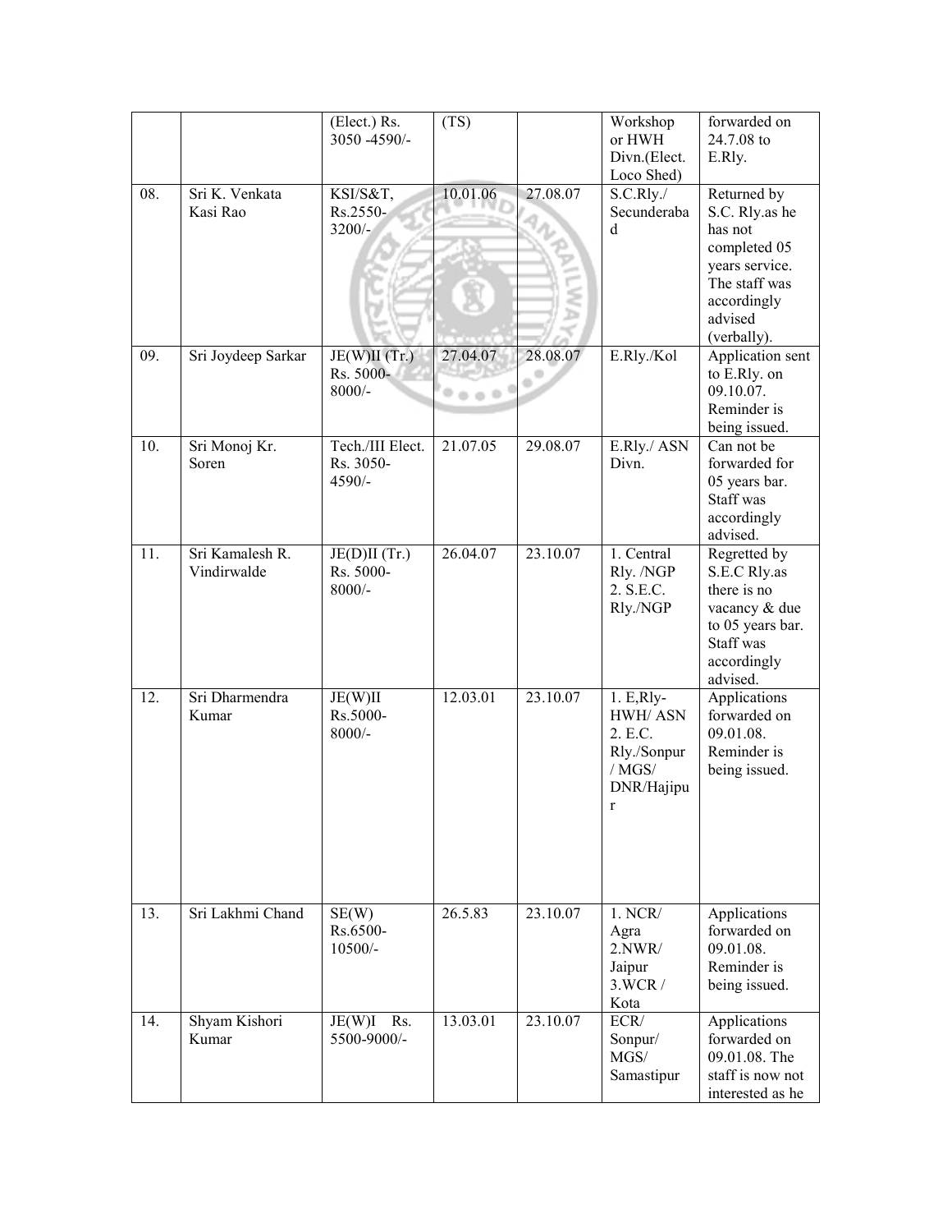|  |  | (Elect.) Rs. 3050 -4590/- | (TS) |  | Workshop or HWH Divn.(Elect. Loco Shed) | forwarded on 24.7.08 to E.Rly. |
|---|---|---|---|---|---|---|
| 08. | Sri K. Venkata Kasi Rao | KSI/S&T, Rs.2550-3200/- | 10.01.06 | 27.08.07 | S.C.Rly./ Secunderabad | Returned by S.C. Rly.as he has not completed 05 years service. The staff was accordingly advised (verbally). |
| 09. | Sri Joydeep Sarkar | JE(W)II (Tr.) Rs. 5000-8000/- | 27.04.07 | 28.08.07 | E.Rly./Kol | Application sent to E.Rly. on 09.10.07. Reminder is being issued. |
| 10. | Sri Monoj Kr. Soren | Tech./III Elect. Rs. 3050-4590/- | 21.07.05 | 29.08.07 | E.Rly./ ASN Divn. | Can not be forwarded for 05 years bar. Staff was accordingly advised. |
| 11. | Sri Kamalesh R. Vindirwalde | JE(D)II (Tr.) Rs. 5000-8000/- | 26.04.07 | 23.10.07 | 1. Central Rly. /NGP 2. S.E.C. Rly./NGP | Regretted by S.E.C Rly.as there is no vacancy & due to 05 years bar. Staff was accordingly advised. |
| 12. | Sri Dharmendra Kumar | JE(W)II Rs.5000-8000/- | 12.03.01 | 23.10.07 | 1. E,Rly-HWH/ ASN 2. E.C. Rly./Sonpur / MGS/ DNR/Hajipur | Applications forwarded on 09.01.08. Reminder is being issued. |
| 13. | Sri Lakhmi Chand | SE(W) Rs.6500-10500/- | 26.5.83 | 23.10.07 | 1. NCR/ Agra 2.NWR/ Jaipur 3.WCR / Kota | Applications forwarded on 09.01.08. Reminder is being issued. |
| 14. | Shyam Kishori Kumar | JE(W)I Rs. 5500-9000/- | 13.03.01 | 23.10.07 | ECR/ Sonpur/ MGS/ Samastipur | Applications forwarded on 09.01.08. The staff is now not interested as he |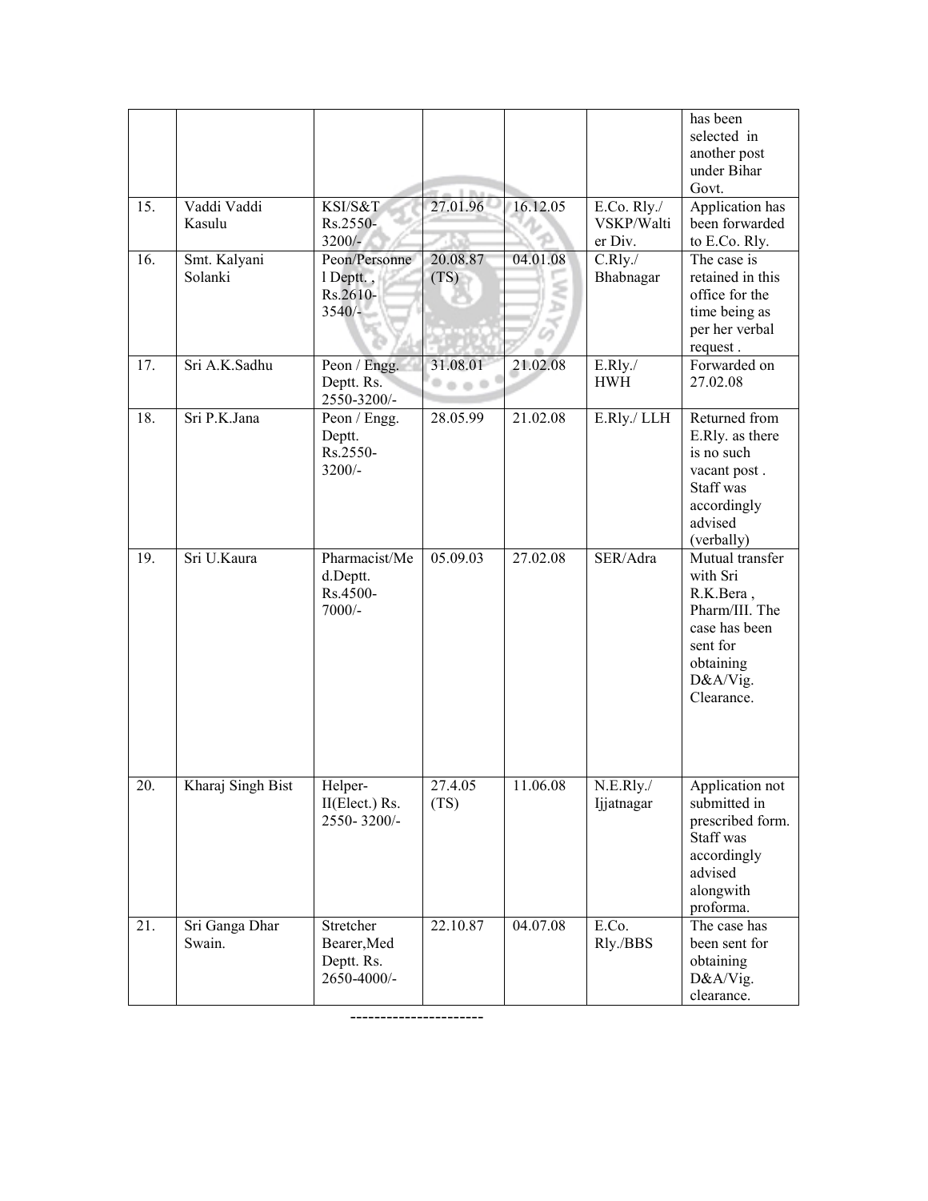| | | | | | | |
|---|---|---|---|---|---|---|
| | | | | | | has been selected in another post under Bihar Govt. |
| 15. | Vaddi Vaddi Kasulu | KSI/S&T Rs.2550-3200/- | 27.01.96 | 16.12.05 | E.Co. Rly./ VSKP/Waltier Div. | Application has been forwarded to E.Co. Rly. |
| 16. | Smt. Kalyani Solanki | Peon/Personnel Deptt., Rs.2610-3540/- | 20.08.87 (TS) | 04.01.08 | C.Rly./ Bhabnagar | The case is retained in this office for the time being as per her verbal request . |
| 17. | Sri A.K.Sadhu | Peon / Engg. Deptt. Rs. 2550-3200/- | 31.08.01 | 21.02.08 | E.Rly./ HWH | Forwarded on 27.02.08 |
| 18. | Sri P.K.Jana | Peon / Engg. Deptt. Rs.2550-3200/- | 28.05.99 | 21.02.08 | E.Rly./ LLH | Returned from E.Rly. as there is no such vacant post . Staff was accordingly advised (verbally) |
| 19. | Sri U.Kaura | Pharmacist/Med.Deptt. Rs.4500-7000/- | 05.09.03 | 27.02.08 | SER/Adra | Mutual transfer with Sri R.K.Bera , Pharm/III. The case has been sent for obtaining D&A/Vig. Clearance. |
| 20. | Kharaj Singh Bist | Helper-II(Elect.) Rs. 2550- 3200/- | 27.4.05 (TS) | 11.06.08 | N.E.Rly./ Ijjatnagar | Application not submitted in prescribed form. Staff was accordingly advised alongwith proforma. |
| 21. | Sri Ganga Dhar Swain. | Stretcher Bearer,Med Deptt. Rs. 2650-4000/- | 22.10.87 | 04.07.08 | E.Co. Rly./BBS | The case has been sent for obtaining D&A/Vig. clearance. |

---------------------